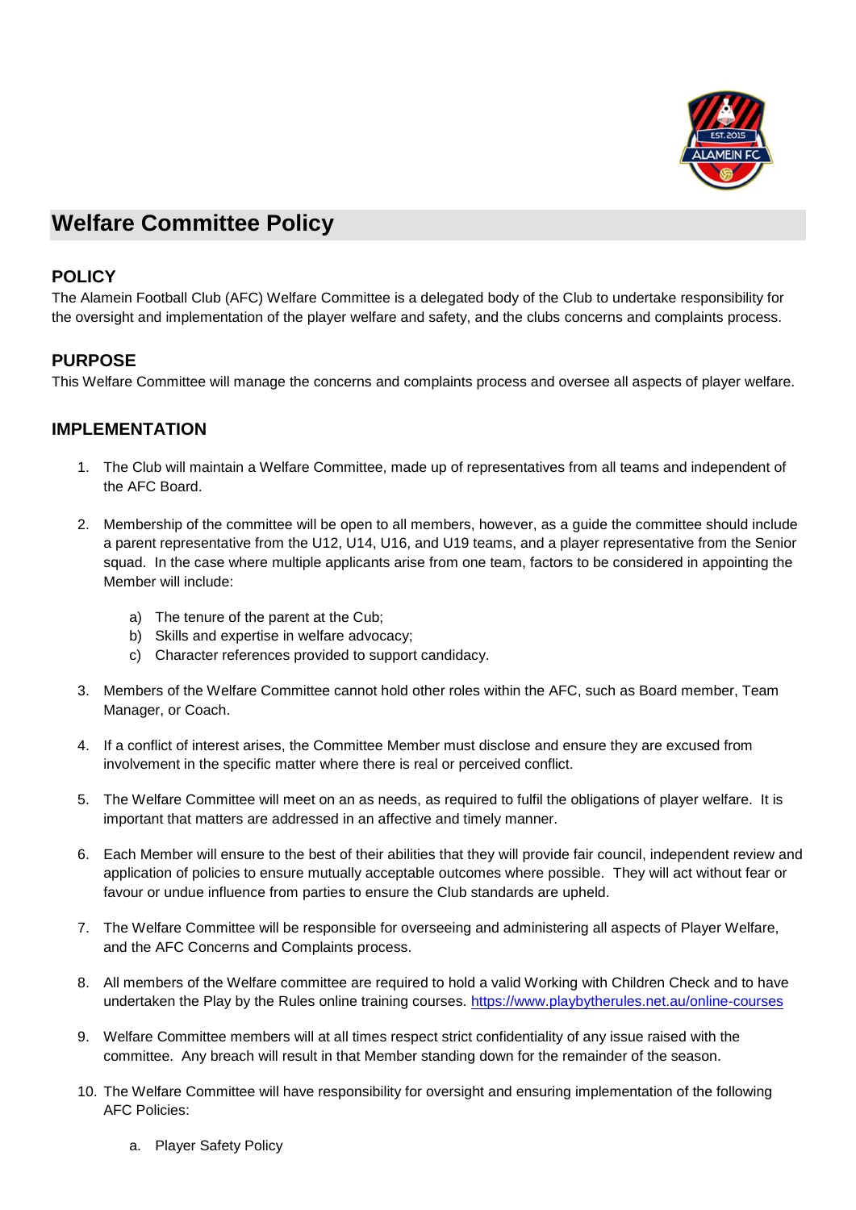# Welfare Committee Policy

## POLICY

The Alamein Football Club (AFC) Welfare Committee is a delegated body of the Club to undertake responsibility for the oversight and implementation of the player welfare and safety, and the clubs concerns and complaints process.

## PURPOSE

This Welfare Committee will manage the concerns and complaints process and oversee all aspects of player welfare.

## IMPLEMENTATION

1. The Club will maintain a Welfare Committee, made up of representatives from all teams and independent of the AFC Board.

2. Membership of the committee will be open to all members, however, as a guide the committee should include a parent representative from the U12, U14, U16, and U19 teams, and a player representative from the Senior squad. In the case where multiple applicants arise from one team, factors to be considered in appointing the Member will include:

   a) The tenure of the parent at the Cub;
   b) Skills and expertise in welfare advocacy;
   c) Character references provided to support candidacy.

3. Members of the Welfare Committee cannot hold other roles within the AFC, such as Board member, Team Manager, or Coach.

4. If a conflict of interest arises, the Committee Member must disclose and ensure they are excused from involvement in the specific matter where there is real or perceived conflict.

5. The Welfare Committee will meet on an as needs, as required to fulfil the obligations of player welfare. It is important that matters are addressed in an affective and timely manner.

6. Each Member will ensure to the best of their abilities that they will provide fair council, independent review and application of policies to ensure mutually acceptable outcomes where possible. They will act without fear or favour or undue influence from parties to ensure the Club standards are upheld.

7. The Welfare Committee will be responsible for overseeing and administering all aspects of Player Welfare, and the AFC Concerns and Complaints process.

8. All members of the Welfare committee are required to hold a valid Working with Children Check and to have undertaken the Play by the Rules online training courses. https://www.playbytherules.net.au/online-courses

9. Welfare Committee members will at all times respect strict confidentiality of any issue raised with the committee. Any breach will result in that Member standing down for the remainder of the season.

10. The Welfare Committee will have responsibility for oversight and ensuring implementation of the following AFC Policies:

    a. Player Safety Policy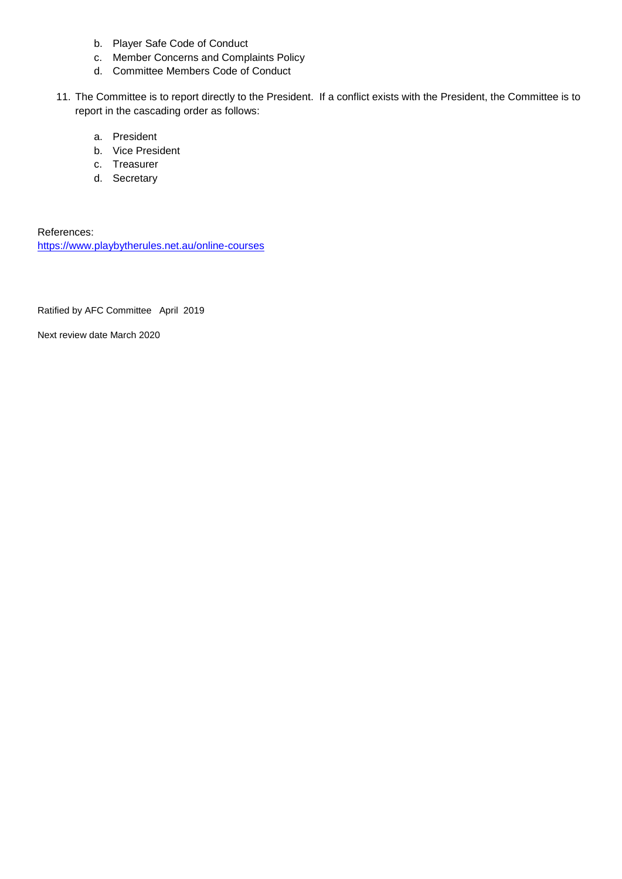b. Player Safe Code of Conduct
   c. Member Concerns and Complaints Policy
   d. Committee Members Code of Conduct

11. The Committee is to report directly to the President. If a conflict exists with the President, the Committee is to report in the cascading order as follows:

   a. President
   b. Vice President
   c. Treasurer
   d. Secretary

References:
[https://www.playbytherules.net.au/online-courses](https://www.playbytherules.net.au/online-courses)

Ratified by AFC Committee April 2019

Next review date March 2020